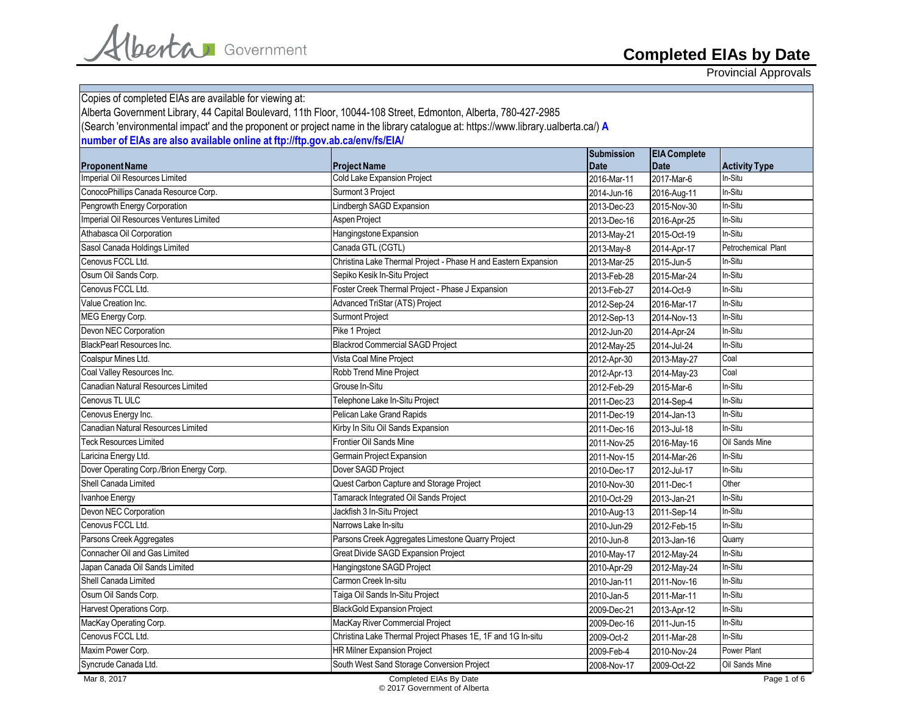# Completed EIAs by Date

Provincial Approvals

Copies of completed EIAs are available for viewing at:

Alberta Government Library, 44 Capital Boulevard, 11th Floor, 10044-108 Street, Edmonton, Alberta, 780-427-2985

(Search 'environmental impact' and the proponent or project name in the library catalogue at: https://www.library.ualberta.ca/) **A number of EIAs are also available online at ftp://ftp.gov.ab.ca/env/fs/EIA/**

| Proponent Name | Project Name | Submission Date | EIA Complete Date | Activity Type |
|---|---|---|---|---|
| Imperial Oil Resources Limited | Cold Lake Expansion Project | 2016-Mar-11 | 2017-Mar-6 | In-Situ |
| ConocoPhillips Canada Resource Corp. | Surmont 3 Project | 2014-Jun-16 | 2016-Aug-11 | In-Situ |
| Pengrowth Energy Corporation | Lindbergh SAGD Expansion | 2013-Dec-23 | 2015-Nov-30 | In-Situ |
| Imperial Oil Resources Ventures Limited | Aspen Project | 2013-Dec-16 | 2016-Apr-25 | In-Situ |
| Athabasca Oil Corporation | Hangingstone Expansion | 2013-May-21 | 2015-Oct-19 | In-Situ |
| Sasol Canada Holdings Limited | Canada GTL (CGTL) | 2013-May-8 | 2014-Apr-17 | Petrochemical Plant |
| Cenovus FCCL Ltd. | Christina Lake Thermal Project - Phase H and Eastern Expansion | 2013-Mar-25 | 2015-Jun-5 | In-Situ |
| Osum Oil Sands Corp. | Sepiko Kesik In-Situ Project | 2013-Feb-28 | 2015-Mar-24 | In-Situ |
| Cenovus FCCL Ltd. | Foster Creek Thermal Project - Phase J Expansion | 2013-Feb-27 | 2014-Oct-9 | In-Situ |
| Value Creation Inc. | Advanced TriStar (ATS) Project | 2012-Sep-24 | 2016-Mar-17 | In-Situ |
| MEG Energy Corp. | Surmont Project | 2012-Sep-13 | 2014-Nov-13 | In-Situ |
| Devon NEC Corporation | Pike 1 Project | 2012-Jun-20 | 2014-Apr-24 | In-Situ |
| BlackPearl Resources Inc. | Blackrod Commercial SAGD Project | 2012-May-25 | 2014-Jul-24 | In-Situ |
| Coalspur Mines Ltd. | Vista Coal Mine Project | 2012-Apr-30 | 2013-May-27 | Coal |
| Coal Valley Resources Inc. | Robb Trend Mine Project | 2012-Apr-13 | 2014-May-23 | Coal |
| Canadian Natural Resources Limited | Grouse In-Situ | 2012-Feb-29 | 2015-Mar-6 | In-Situ |
| Cenovus TL ULC | Telephone Lake In-Situ Project | 2011-Dec-23 | 2014-Sep-4 | In-Situ |
| Cenovus Energy Inc. | Pelican Lake Grand Rapids | 2011-Dec-19 | 2014-Jan-13 | In-Situ |
| Canadian Natural Resources Limited | Kirby In Situ Oil Sands Expansion | 2011-Dec-16 | 2013-Jul-18 | In-Situ |
| Teck Resources Limited | Frontier Oil Sands Mine | 2011-Nov-25 | 2016-May-16 | Oil Sands Mine |
| Laricina Energy Ltd. | Germain Project Expansion | 2011-Nov-15 | 2014-Mar-26 | In-Situ |
| Dover Operating Corp./Brion Energy Corp. | Dover SAGD Project | 2010-Dec-17 | 2012-Jul-17 | In-Situ |
| Shell Canada Limited | Quest Carbon Capture and Storage Project | 2010-Nov-30 | 2011-Dec-1 | Other |
| Ivanhoe Energy | Tamarack Integrated Oil Sands Project | 2010-Oct-29 | 2013-Jan-21 | In-Situ |
| Devon NEC Corporation | Jackfish 3 In-Situ Project | 2010-Aug-13 | 2011-Sep-14 | In-Situ |
| Cenovus FCCL Ltd. | Narrows Lake In-situ | 2010-Jun-29 | 2012-Feb-15 | In-Situ |
| Parsons Creek Aggregates | Parsons Creek Aggregates Limestone Quarry Project | 2010-Jun-8 | 2013-Jan-16 | Quarry |
| Connacher Oil and Gas Limited | Great Divide SAGD Expansion Project | 2010-May-17 | 2012-May-24 | In-Situ |
| Japan Canada Oil Sands Limited | Hangingstone SAGD Project | 2010-Apr-29 | 2012-May-24 | In-Situ |
| Shell Canada Limited | Carmon Creek In-situ | 2010-Jan-11 | 2011-Nov-16 | In-Situ |
| Osum Oil Sands Corp. | Taiga Oil Sands In-Situ Project | 2010-Jan-5 | 2011-Mar-11 | In-Situ |
| Harvest Operations Corp. | BlackGold Expansion Project | 2009-Dec-21 | 2013-Apr-12 | In-Situ |
| MacKay Operating Corp. | MacKay River Commercial Project | 2009-Dec-16 | 2011-Jun-15 | In-Situ |
| Cenovus FCCL Ltd. | Christina Lake Thermal Project Phases 1E, 1F and 1G In-situ | 2009-Oct-2 | 2011-Mar-28 | In-Situ |
| Maxim Power Corp. | HR Milner Expansion Project | 2009-Feb-4 | 2010-Nov-24 | Power Plant |
| Syncrude Canada Ltd. | South West Sand Storage Conversion Project | 2008-Nov-17 | 2009-Oct-22 | Oil Sands Mine |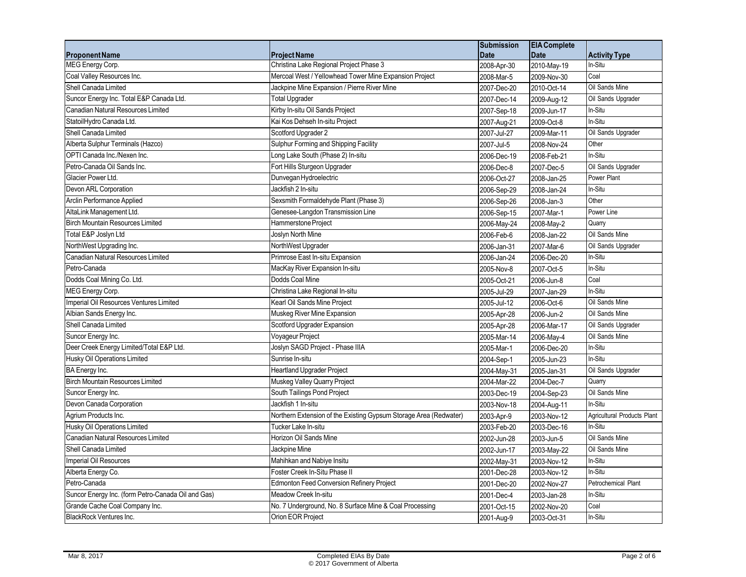| Proponent Name | Project Name | Submission Date | EIA Complete Date | Activity Type |
|---|---|---|---|---|
| MEG Energy Corp. | Christina Lake Regional Project Phase 3 | 2008-Apr-30 | 2010-May-19 | In-Situ |
| Coal Valley Resources Inc. | Mercoal West / Yellowhead Tower Mine Expansion Project | 2008-Mar-5 | 2009-Nov-30 | Coal |
| Shell Canada Limited | Jackpine Mine Expansion / Pierre River Mine | 2007-Dec-20 | 2010-Oct-14 | Oil Sands Mine |
| Suncor Energy Inc. Total E&P Canada Ltd. | Total Upgrader | 2007-Dec-14 | 2009-Aug-12 | Oil Sands Upgrader |
| Canadian Natural Resources Limited | Kirby In-situ Oil Sands Project | 2007-Sep-18 | 2009-Jun-17 | In-Situ |
| StatoilHydro Canada Ltd. | Kai Kos Dehseh In-situ Project | 2007-Aug-21 | 2009-Oct-8 | In-Situ |
| Shell Canada Limited | Scotford Upgrader 2 | 2007-Jul-27 | 2009-Mar-11 | Oil Sands Upgrader |
| Alberta Sulphur Terminals (Hazco) | Sulphur Forming and Shipping Facility | 2007-Jul-5 | 2008-Nov-24 | Other |
| OPTI Canada Inc./Nexen Inc. | Long Lake South (Phase 2) In-situ | 2006-Dec-19 | 2008-Feb-21 | In-Situ |
| Petro-Canada Oil Sands Inc. | Fort Hills Sturgeon Upgrader | 2006-Dec-8 | 2007-Dec-5 | Oil Sands Upgrader |
| Glacier Power Ltd. | Dunvegan Hydroelectric | 2006-Oct-27 | 2008-Jan-25 | Power Plant |
| Devon ARL Corporation | Jackfish 2 In-situ | 2006-Sep-29 | 2008-Jan-24 | In-Situ |
| Arclin Performance Applied | Sexsmith Formaldehyde Plant (Phase 3) | 2006-Sep-26 | 2008-Jan-3 | Other |
| AltaLink Management Ltd. | Genesee-Langdon Transmission Line | 2006-Sep-15 | 2007-Mar-1 | Power Line |
| Birch Mountain Resources Limited | Hammerstone Project | 2006-May-24 | 2008-May-2 | Quarry |
| Total E&P Joslyn Ltd | Joslyn North Mine | 2006-Feb-6 | 2008-Jan-22 | Oil Sands Mine |
| NorthWest Upgrading Inc. | NorthWest Upgrader | 2006-Jan-31 | 2007-Mar-6 | Oil Sands Upgrader |
| Canadian Natural Resources Limited | Primrose East In-situ Expansion | 2006-Jan-24 | 2006-Dec-20 | In-Situ |
| Petro-Canada | MacKay River Expansion In-situ | 2005-Nov-8 | 2007-Oct-5 | In-Situ |
| Dodds Coal Mining Co. Ltd. | Dodds Coal Mine | 2005-Oct-21 | 2006-Jun-8 | Coal |
| MEG Energy Corp. | Christina Lake Regional In-situ | 2005-Jul-29 | 2007-Jan-29 | In-Situ |
| Imperial Oil Resources Ventures Limited | Kearl Oil Sands Mine Project | 2005-Jul-12 | 2006-Oct-6 | Oil Sands Mine |
| Albian Sands Energy Inc. | Muskeg River Mine Expansion | 2005-Apr-28 | 2006-Jun-2 | Oil Sands Mine |
| Shell Canada Limited | Scotford Upgrader Expansion | 2005-Apr-28 | 2006-Mar-17 | Oil Sands Upgrader |
| Suncor Energy Inc. | Voyageur Project | 2005-Mar-14 | 2006-May-4 | Oil Sands Mine |
| Deer Creek Energy Limited/Total E&P Ltd. | Joslyn SAGD Project - Phase IIIA | 2005-Mar-1 | 2006-Dec-20 | In-Situ |
| Husky Oil Operations Limited | Sunrise In-situ | 2004-Sep-1 | 2005-Jun-23 | In-Situ |
| BA Energy Inc. | Heartland Upgrader Project | 2004-May-31 | 2005-Jan-31 | Oil Sands Upgrader |
| Birch Mountain Resources Limited | Muskeg Valley Quarry Project | 2004-Mar-22 | 2004-Dec-7 | Quarry |
| Suncor Energy Inc. | South Tailings Pond Project | 2003-Dec-19 | 2004-Sep-23 | Oil Sands Mine |
| Devon Canada Corporation | Jackfish 1 In-situ | 2003-Nov-18 | 2004-Aug-11 | In-Situ |
| Agrium Products Inc. | Northern Extension of the Existing Gypsum Storage Area (Redwater) | 2003-Apr-9 | 2003-Nov-12 | Agricultural Products Plant |
| Husky Oil Operations Limited | Tucker Lake In-situ | 2003-Feb-20 | 2003-Dec-16 | In-Situ |
| Canadian Natural Resources Limited | Horizon Oil Sands Mine | 2002-Jun-28 | 2003-Jun-5 | Oil Sands Mine |
| Shell Canada Limited | Jackpine Mine | 2002-Jun-17 | 2003-May-22 | Oil Sands Mine |
| Imperial Oil Resources | Mahihkan and Nabiye Insitu | 2002-May-31 | 2003-Nov-12 | In-Situ |
| Alberta Energy Co. | Foster Creek In-Situ Phase II | 2001-Dec-28 | 2003-Nov-12 | In-Situ |
| Petro-Canada | Edmonton Feed Conversion Refinery Project | 2001-Dec-20 | 2002-Nov-27 | Petrochemical Plant |
| Suncor Energy Inc. (form Petro-Canada Oil and Gas) | Meadow Creek In-situ | 2001-Dec-4 | 2003-Jan-28 | In-Situ |
| Grande Cache Coal Company Inc. | No. 7 Underground, No. 8 Surface Mine & Coal Processing | 2001-Oct-15 | 2002-Nov-20 | Coal |
| BlackRock Ventures Inc. | Orion EOR Project | 2001-Aug-9 | 2003-Oct-31 | In-Situ |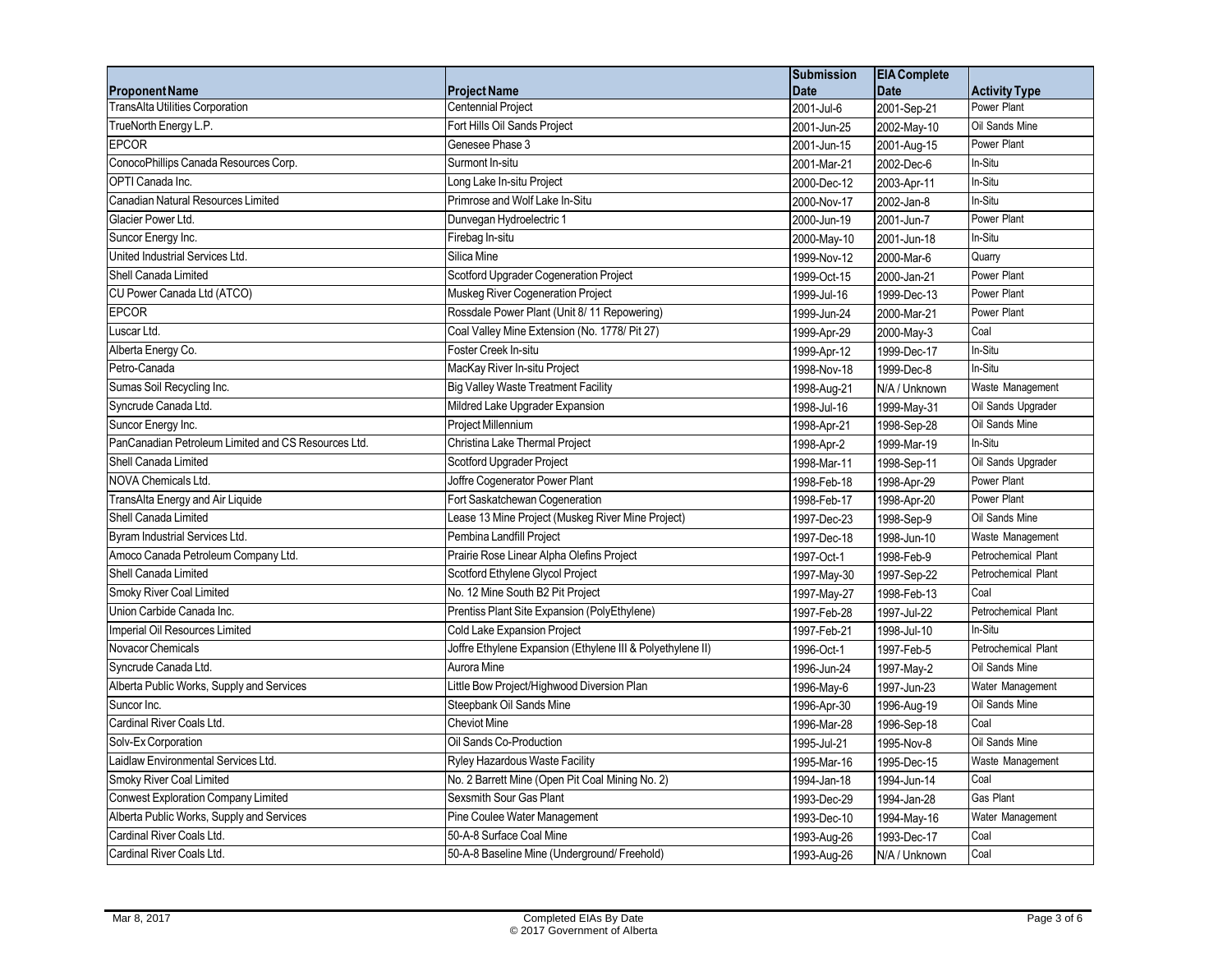| Proponent Name | Project Name | Submission Date | EIA Complete Date | Activity Type |
|---|---|---|---|---|
| TransAlta Utilities Corporation | Centennial Project | 2001-Jul-6 | 2001-Sep-21 | Power Plant |
| TrueNorth Energy L.P. | Fort Hills Oil Sands Project | 2001-Jun-25 | 2002-May-10 | Oil Sands Mine |
| EPCOR | Genesee Phase 3 | 2001-Jun-15 | 2001-Aug-15 | Power Plant |
| ConocoPhillips Canada Resources Corp. | Surmont In-situ | 2001-Mar-21 | 2002-Dec-6 | In-Situ |
| OPTI Canada Inc. | Long Lake In-situ Project | 2000-Dec-12 | 2003-Apr-11 | In-Situ |
| Canadian Natural Resources Limited | Primrose and Wolf Lake In-Situ | 2000-Nov-17 | 2002-Jan-8 | In-Situ |
| Glacier Power Ltd. | Dunvegan Hydroelectric 1 | 2000-Jun-19 | 2001-Jun-7 | Power Plant |
| Suncor Energy Inc. | Firebag In-situ | 2000-May-10 | 2001-Jun-18 | In-Situ |
| United Industrial Services Ltd. | Silica Mine | 1999-Nov-12 | 2000-Mar-6 | Quarry |
| Shell Canada Limited | Scotford Upgrader Cogeneration Project | 1999-Oct-15 | 2000-Jan-21 | Power Plant |
| CU Power Canada Ltd (ATCO) | Muskeg River Cogeneration Project | 1999-Jul-16 | 1999-Dec-13 | Power Plant |
| EPCOR | Rossdale Power Plant (Unit 8/ 11 Repowering) | 1999-Jun-24 | 2000-Mar-21 | Power Plant |
| Luscar Ltd. | Coal Valley Mine Extension (No. 1778/ Pit 27) | 1999-Apr-29 | 2000-May-3 | Coal |
| Alberta Energy Co. | Foster Creek In-situ | 1999-Apr-12 | 1999-Dec-17 | In-Situ |
| Petro-Canada | MacKay River In-situ Project | 1998-Nov-18 | 1999-Dec-8 | In-Situ |
| Sumas Soil Recycling Inc. | Big Valley Waste Treatment Facility | 1998-Aug-21 | N/A / Unknown | Waste Management |
| Syncrude Canada Ltd. | Mildred Lake Upgrader Expansion | 1998-Jul-16 | 1999-May-31 | Oil Sands Upgrader |
| Suncor Energy Inc. | Project Millennium | 1998-Apr-21 | 1998-Sep-28 | Oil Sands Mine |
| PanCanadian Petroleum Limited and CS Resources Ltd. | Christina Lake Thermal Project | 1998-Apr-2 | 1999-Mar-19 | In-Situ |
| Shell Canada Limited | Scotford Upgrader Project | 1998-Mar-11 | 1998-Sep-11 | Oil Sands Upgrader |
| NOVA Chemicals Ltd. | Joffre Cogenerator Power Plant | 1998-Feb-18 | 1998-Apr-29 | Power Plant |
| TransAlta Energy and Air Liquide | Fort Saskatchewan Cogeneration | 1998-Feb-17 | 1998-Apr-20 | Power Plant |
| Shell Canada Limited | Lease 13 Mine Project (Muskeg River Mine Project) | 1997-Dec-23 | 1998-Sep-9 | Oil Sands Mine |
| Byram Industrial Services Ltd. | Pembina Landfill Project | 1997-Dec-18 | 1998-Jun-10 | Waste Management |
| Amoco Canada Petroleum Company Ltd. | Prairie Rose Linear Alpha Olefins Project | 1997-Oct-1 | 1998-Feb-9 | Petrochemical Plant |
| Shell Canada Limited | Scotford Ethylene Glycol Project | 1997-May-30 | 1997-Sep-22 | Petrochemical Plant |
| Smoky River Coal Limited | No. 12 Mine South B2 Pit Project | 1997-May-27 | 1998-Feb-13 | Coal |
| Union Carbide Canada Inc. | Prentiss Plant Site Expansion (PolyEthylene) | 1997-Feb-28 | 1997-Jul-22 | Petrochemical Plant |
| Imperial Oil Resources Limited | Cold Lake Expansion Project | 1997-Feb-21 | 1998-Jul-10 | In-Situ |
| Novacor Chemicals | Joffre Ethylene Expansion (Ethylene III & Polyethylene II) | 1996-Oct-1 | 1997-Feb-5 | Petrochemical Plant |
| Syncrude Canada Ltd. | Aurora Mine | 1996-Jun-24 | 1997-May-2 | Oil Sands Mine |
| Alberta Public Works, Supply and Services | Little Bow Project/Highwood Diversion Plan | 1996-May-6 | 1997-Jun-23 | Water Management |
| Suncor Inc. | Steepbank Oil Sands Mine | 1996-Apr-30 | 1996-Aug-19 | Oil Sands Mine |
| Cardinal River Coals Ltd. | Cheviot Mine | 1996-Mar-28 | 1996-Sep-18 | Coal |
| Solv-Ex Corporation | Oil Sands Co-Production | 1995-Jul-21 | 1995-Nov-8 | Oil Sands Mine |
| Laidlaw Environmental Services Ltd. | Ryley Hazardous Waste Facility | 1995-Mar-16 | 1995-Dec-15 | Waste Management |
| Smoky River Coal Limited | No. 2 Barrett Mine (Open Pit Coal Mining No. 2) | 1994-Jan-18 | 1994-Jun-14 | Coal |
| Conwest Exploration Company Limited | Sexsmith Sour Gas Plant | 1993-Dec-29 | 1994-Jan-28 | Gas Plant |
| Alberta Public Works, Supply and Services | Pine Coulee Water Management | 1993-Dec-10 | 1994-May-16 | Water Management |
| Cardinal River Coals Ltd. | 50-A-8 Surface Coal Mine | 1993-Aug-26 | 1993-Dec-17 | Coal |
| Cardinal River Coals Ltd. | 50-A-8 Baseline Mine (Underground/ Freehold) | 1993-Aug-26 | N/A / Unknown | Coal |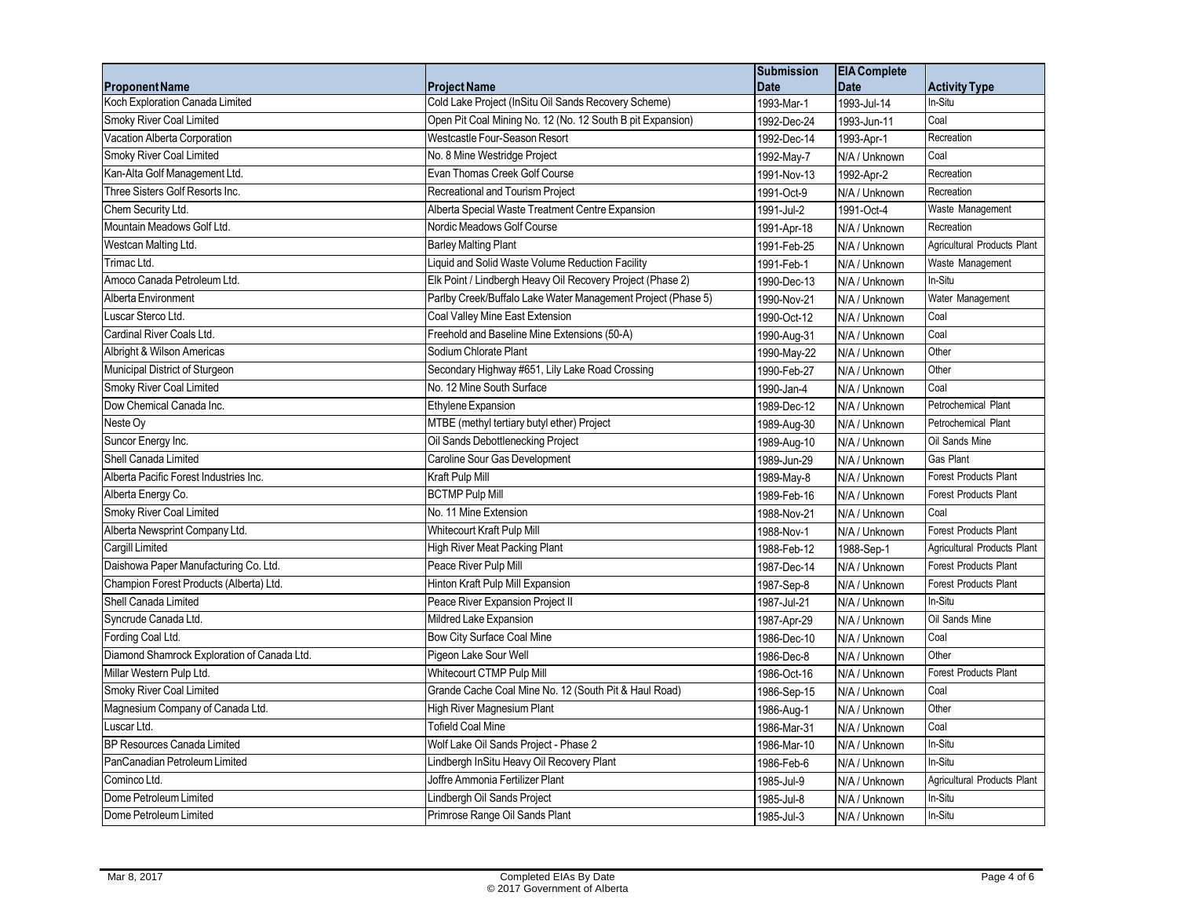| Proponent Name | Project Name | Submission Date | EIA Complete Date | Activity Type |
| --- | --- | --- | --- | --- |
| Koch Exploration Canada Limited | Cold Lake Project (InSitu Oil Sands Recovery Scheme) | 1993-Mar-1 | 1993-Jul-14 | In-Situ |
| Smoky River Coal Limited | Open Pit Coal Mining No. 12 (No. 12 South B pit Expansion) | 1992-Dec-24 | 1993-Jun-11 | Coal |
| Vacation Alberta Corporation | Westcastle Four-Season Resort | 1992-Dec-14 | 1993-Apr-1 | Recreation |
| Smoky River Coal Limited | No. 8 Mine Westridge Project | 1992-May-7 | N/A / Unknown | Coal |
| Kan-Alta Golf Management Ltd. | Evan Thomas Creek Golf Course | 1991-Nov-13 | 1992-Apr-2 | Recreation |
| Three Sisters Golf Resorts Inc. | Recreational and Tourism Project | 1991-Oct-9 | N/A / Unknown | Recreation |
| Chem Security Ltd. | Alberta Special Waste Treatment Centre Expansion | 1991-Jul-2 | 1991-Oct-4 | Waste Management |
| Mountain Meadows Golf Ltd. | Nordic Meadows Golf Course | 1991-Apr-18 | N/A / Unknown | Recreation |
| Westcan Malting Ltd. | Barley Malting Plant | 1991-Feb-25 | N/A / Unknown | Agricultural Products Plant |
| Trimac Ltd. | Liquid and Solid Waste Volume Reduction Facility | 1991-Feb-1 | N/A / Unknown | Waste Management |
| Amoco Canada Petroleum Ltd. | Elk Point / Lindbergh Heavy Oil Recovery Project (Phase 2) | 1990-Dec-13 | N/A / Unknown | In-Situ |
| Alberta Environment | Parlby Creek/Buffalo Lake Water Management Project (Phase 5) | 1990-Nov-21 | N/A / Unknown | Water Management |
| Luscar Sterco Ltd. | Coal Valley Mine East Extension | 1990-Oct-12 | N/A / Unknown | Coal |
| Cardinal River Coals Ltd. | Freehold and Baseline Mine Extensions (50-A) | 1990-Aug-31 | N/A / Unknown | Coal |
| Albright & Wilson Americas | Sodium Chlorate Plant | 1990-May-22 | N/A / Unknown | Other |
| Municipal District of Sturgeon | Secondary Highway #651, Lily Lake Road Crossing | 1990-Feb-27 | N/A / Unknown | Other |
| Smoky River Coal Limited | No. 12 Mine South Surface | 1990-Jan-4 | N/A / Unknown | Coal |
| Dow Chemical Canada Inc. | Ethylene Expansion | 1989-Dec-12 | N/A / Unknown | Petrochemical Plant |
| Neste Oy | MTBE (methyl tertiary butyl ether) Project | 1989-Aug-30 | N/A / Unknown | Petrochemical Plant |
| Suncor Energy Inc. | Oil Sands Debottlenecking Project | 1989-Aug-10 | N/A / Unknown | Oil Sands Mine |
| Shell Canada Limited | Caroline Sour Gas Development | 1989-Jun-29 | N/A / Unknown | Gas Plant |
| Alberta Pacific Forest Industries Inc. | Kraft Pulp Mill | 1989-May-8 | N/A / Unknown | Forest Products Plant |
| Alberta Energy Co. | BCTMP Pulp Mill | 1989-Feb-16 | N/A / Unknown | Forest Products Plant |
| Smoky River Coal Limited | No. 11 Mine Extension | 1988-Nov-21 | N/A / Unknown | Coal |
| Alberta Newsprint Company Ltd. | Whitecourt Kraft Pulp Mill | 1988-Nov-1 | N/A / Unknown | Forest Products Plant |
| Cargill Limited | High River Meat Packing Plant | 1988-Feb-12 | 1988-Sep-1 | Agricultural Products Plant |
| Daishowa Paper Manufacturing Co. Ltd. | Peace River Pulp Mill | 1987-Dec-14 | N/A / Unknown | Forest Products Plant |
| Champion Forest Products (Alberta) Ltd. | Hinton Kraft Pulp Mill Expansion | 1987-Sep-8 | N/A / Unknown | Forest Products Plant |
| Shell Canada Limited | Peace River Expansion Project II | 1987-Jul-21 | N/A / Unknown | In-Situ |
| Syncrude Canada Ltd. | Mildred Lake Expansion | 1987-Apr-29 | N/A / Unknown | Oil Sands Mine |
| Fording Coal Ltd. | Bow City Surface Coal Mine | 1986-Dec-10 | N/A / Unknown | Coal |
| Diamond Shamrock Exploration of Canada Ltd. | Pigeon Lake Sour Well | 1986-Dec-8 | N/A / Unknown | Other |
| Millar Western Pulp Ltd. | Whitecourt CTMP Pulp Mill | 1986-Oct-16 | N/A / Unknown | Forest Products Plant |
| Smoky River Coal Limited | Grande Cache Coal Mine No. 12 (South Pit & Haul Road) | 1986-Sep-15 | N/A / Unknown | Coal |
| Magnesium Company of Canada Ltd. | High River Magnesium Plant | 1986-Aug-1 | N/A / Unknown | Other |
| Luscar Ltd. | Tofield Coal Mine | 1986-Mar-31 | N/A / Unknown | Coal |
| BP Resources Canada Limited | Wolf Lake Oil Sands Project - Phase 2 | 1986-Mar-10 | N/A / Unknown | In-Situ |
| PanCanadian Petroleum Limited | Lindbergh InSitu Heavy Oil Recovery Plant | 1986-Feb-6 | N/A / Unknown | In-Situ |
| Cominco Ltd. | Joffre Ammonia Fertilizer Plant | 1985-Jul-9 | N/A / Unknown | Agricultural Products Plant |
| Dome Petroleum Limited | Lindbergh Oil Sands Project | 1985-Jul-8 | N/A / Unknown | In-Situ |
| Dome Petroleum Limited | Primrose Range Oil Sands Plant | 1985-Jul-3 | N/A / Unknown | In-Situ |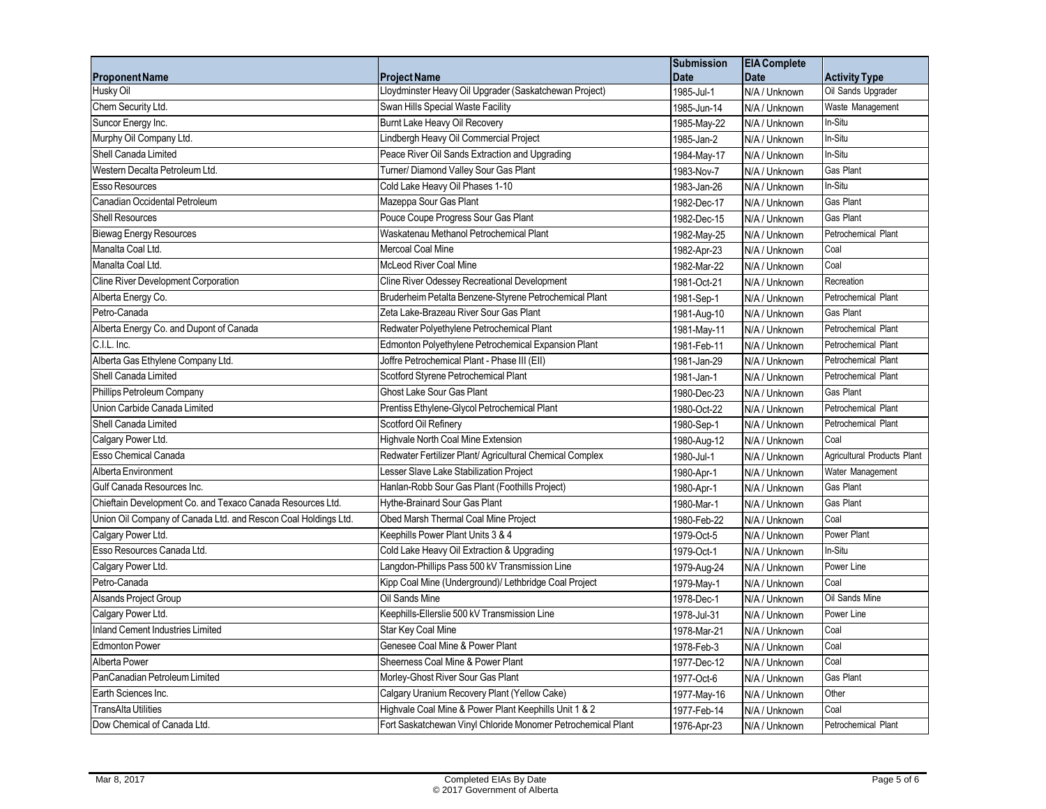| Proponent Name | Project Name | Submission Date | EIA Complete Date | Activity Type |
|---|---|---|---|---|
| Husky Oil | Lloydminster Heavy Oil Upgrader (Saskatchewan Project) | 1985-Jul-1 | N/A / Unknown | Oil Sands Upgrader |
| Chem Security Ltd. | Swan Hills Special Waste Facility | 1985-Jun-14 | N/A / Unknown | Waste Management |
| Suncor Energy Inc. | Burnt Lake Heavy Oil Recovery | 1985-May-22 | N/A / Unknown | In-Situ |
| Murphy Oil Company Ltd. | Lindbergh Heavy Oil Commercial Project | 1985-Jan-2 | N/A / Unknown | In-Situ |
| Shell Canada Limited | Peace River Oil Sands Extraction and Upgrading | 1984-May-17 | N/A / Unknown | In-Situ |
| Western Decalta Petroleum Ltd. | Turner/ Diamond Valley Sour Gas Plant | 1983-Nov-7 | N/A / Unknown | Gas Plant |
| Esso Resources | Cold Lake Heavy Oil Phases 1-10 | 1983-Jan-26 | N/A / Unknown | In-Situ |
| Canadian Occidental Petroleum | Mazeppa Sour Gas Plant | 1982-Dec-17 | N/A / Unknown | Gas Plant |
| Shell Resources | Pouce Coupe Progress Sour Gas Plant | 1982-Dec-15 | N/A / Unknown | Gas Plant |
| Biewag Energy Resources | Waskatenau Methanol Petrochemical Plant | 1982-May-25 | N/A / Unknown | Petrochemical Plant |
| Manalta Coal Ltd. | Mercoal Coal Mine | 1982-Apr-23 | N/A / Unknown | Coal |
| Manalta Coal Ltd. | McLeod River Coal Mine | 1982-Mar-22 | N/A / Unknown | Coal |
| Cline River Development Corporation | Cline River Odessey Recreational Development | 1981-Oct-21 | N/A / Unknown | Recreation |
| Alberta Energy Co. | Bruderheim Petalta Benzene-Styrene Petrochemical Plant | 1981-Sep-1 | N/A / Unknown | Petrochemical Plant |
| Petro-Canada | Zeta Lake-Brazeau River Sour Gas Plant | 1981-Aug-10 | N/A / Unknown | Gas Plant |
| Alberta Energy Co. and Dupont of Canada | Redwater Polyethylene Petrochemical Plant | 1981-May-11 | N/A / Unknown | Petrochemical Plant |
| C.I.L. Inc. | Edmonton Polyethylene Petrochemical Expansion Plant | 1981-Feb-11 | N/A / Unknown | Petrochemical Plant |
| Alberta Gas Ethylene Company Ltd. | Joffre Petrochemical Plant - Phase III (EII) | 1981-Jan-29 | N/A / Unknown | Petrochemical Plant |
| Shell Canada Limited | Scotford Styrene Petrochemical Plant | 1981-Jan-1 | N/A / Unknown | Petrochemical Plant |
| Phillips Petroleum Company | Ghost Lake Sour Gas Plant | 1980-Dec-23 | N/A / Unknown | Gas Plant |
| Union Carbide Canada Limited | Prentiss Ethylene-Glycol Petrochemical Plant | 1980-Oct-22 | N/A / Unknown | Petrochemical Plant |
| Shell Canada Limited | Scotford Oil Refinery | 1980-Sep-1 | N/A / Unknown | Petrochemical Plant |
| Calgary Power Ltd. | Highvale North Coal Mine Extension | 1980-Aug-12 | N/A / Unknown | Coal |
| Esso Chemical Canada | Redwater Fertilizer Plant/ Agricultural Chemical Complex | 1980-Jul-1 | N/A / Unknown | Agricultural Products Plant |
| Alberta Environment | Lesser Slave Lake Stabilization Project | 1980-Apr-1 | N/A / Unknown | Water Management |
| Gulf Canada Resources Inc. | Hanlan-Robb Sour Gas Plant (Foothills Project) | 1980-Apr-1 | N/A / Unknown | Gas Plant |
| Chieftain Development Co. and Texaco Canada Resources Ltd. | Hythe-Brainard Sour Gas Plant | 1980-Mar-1 | N/A / Unknown | Gas Plant |
| Union Oil Company of Canada Ltd. and Rescon Coal Holdings Ltd. | Obed Marsh Thermal Coal Mine Project | 1980-Feb-22 | N/A / Unknown | Coal |
| Calgary Power Ltd. | Keephills Power Plant Units 3 & 4 | 1979-Oct-5 | N/A / Unknown | Power Plant |
| Esso Resources Canada Ltd. | Cold Lake Heavy Oil Extraction & Upgrading | 1979-Oct-1 | N/A / Unknown | In-Situ |
| Calgary Power Ltd. | Langdon-Phillips Pass 500 kV Transmission Line | 1979-Aug-24 | N/A / Unknown | Power Line |
| Petro-Canada | Kipp Coal Mine (Underground)/ Lethbridge Coal Project | 1979-May-1 | N/A / Unknown | Coal |
| Alsands Project Group | Oil Sands Mine | 1978-Dec-1 | N/A / Unknown | Oil Sands Mine |
| Calgary Power Ltd. | Keephills-Ellerslie 500 kV Transmission Line | 1978-Jul-31 | N/A / Unknown | Power Line |
| Inland Cement Industries Limited | Star Key Coal Mine | 1978-Mar-21 | N/A / Unknown | Coal |
| Edmonton Power | Genesee Coal Mine & Power Plant | 1978-Feb-3 | N/A / Unknown | Coal |
| Alberta Power | Sheerness Coal Mine & Power Plant | 1977-Dec-12 | N/A / Unknown | Coal |
| PanCanadian Petroleum Limited | Morley-Ghost River Sour Gas Plant | 1977-Oct-6 | N/A / Unknown | Gas Plant |
| Earth Sciences Inc. | Calgary Uranium Recovery Plant (Yellow Cake) | 1977-May-16 | N/A / Unknown | Other |
| TransAlta Utilities | Highvale Coal Mine & Power Plant Keephills Unit 1 & 2 | 1977-Feb-14 | N/A / Unknown | Coal |
| Dow Chemical of Canada Ltd. | Fort Saskatchewan Vinyl Chloride Monomer Petrochemical Plant | 1976-Apr-23 | N/A / Unknown | Petrochemical Plant |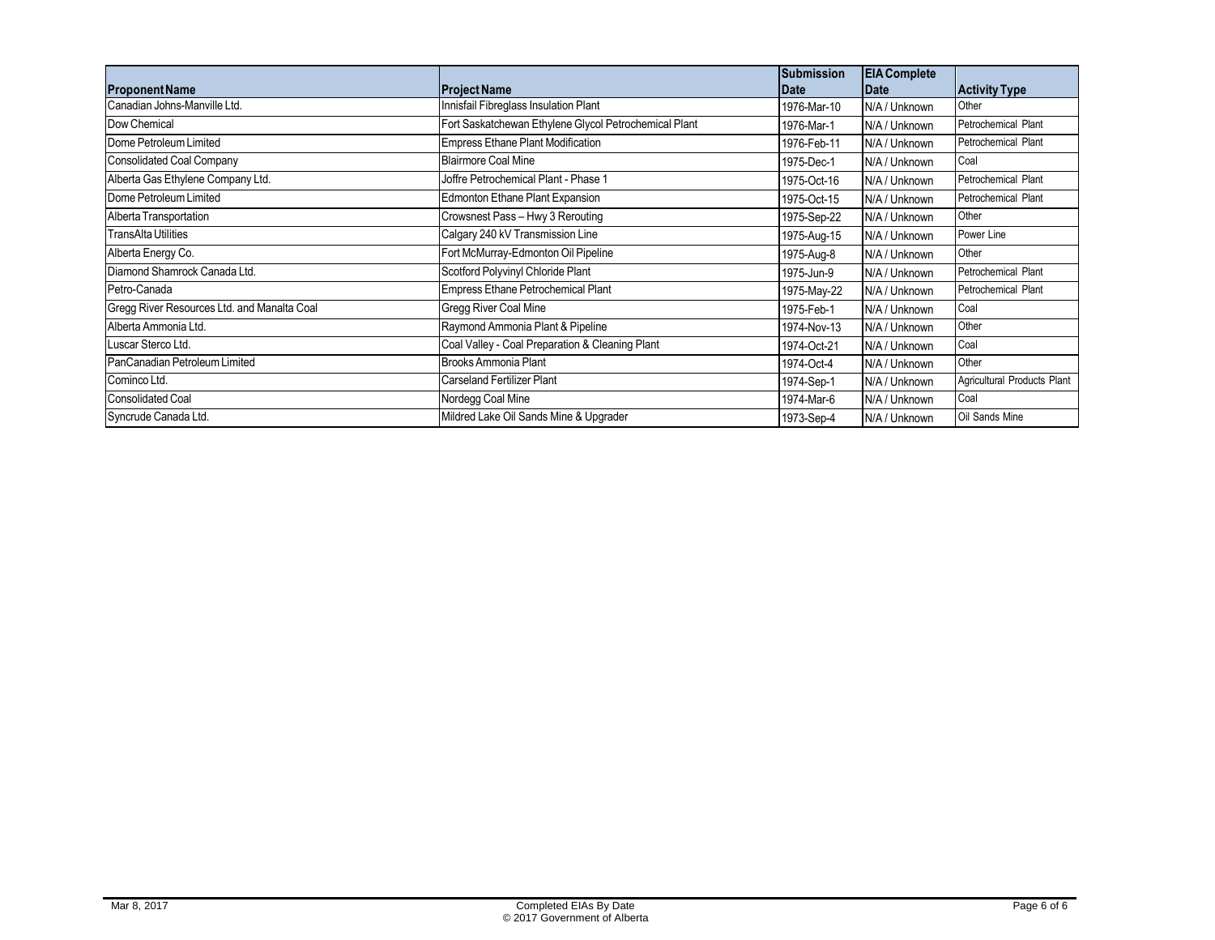| Proponent Name | Project Name | Submission Date | EIA Complete Date | Activity Type |
|---|---|---|---|---|
| Canadian Johns-Manville Ltd. | Innisfail Fibreglass Insulation Plant | 1976-Mar-10 | N/A / Unknown | Other |
| Dow Chemical | Fort Saskatchewan Ethylene Glycol Petrochemical Plant | 1976-Mar-1 | N/A / Unknown | Petrochemical Plant |
| Dome Petroleum Limited | Empress Ethane Plant Modification | 1976-Feb-11 | N/A / Unknown | Petrochemical Plant |
| Consolidated Coal Company | Blairmore Coal Mine | 1975-Dec-1 | N/A / Unknown | Coal |
| Alberta Gas Ethylene Company Ltd. | Joffre Petrochemical Plant - Phase 1 | 1975-Oct-16 | N/A / Unknown | Petrochemical Plant |
| Dome Petroleum Limited | Edmonton Ethane Plant Expansion | 1975-Oct-15 | N/A / Unknown | Petrochemical Plant |
| Alberta Transportation | Crowsnest Pass – Hwy 3 Rerouting | 1975-Sep-22 | N/A / Unknown | Other |
| TransAlta Utilities | Calgary 240 kV Transmission Line | 1975-Aug-15 | N/A / Unknown | Power Line |
| Alberta Energy Co. | Fort McMurray-Edmonton Oil Pipeline | 1975-Aug-8 | N/A / Unknown | Other |
| Diamond Shamrock Canada Ltd. | Scotford Polyvinyl Chloride Plant | 1975-Jun-9 | N/A / Unknown | Petrochemical Plant |
| Petro-Canada | Empress Ethane Petrochemical Plant | 1975-May-22 | N/A / Unknown | Petrochemical Plant |
| Gregg River Resources Ltd. and Manalta Coal | Gregg River Coal Mine | 1975-Feb-1 | N/A / Unknown | Coal |
| Alberta Ammonia Ltd. | Raymond Ammonia Plant & Pipeline | 1974-Nov-13 | N/A / Unknown | Other |
| Luscar Sterco Ltd. | Coal Valley - Coal Preparation & Cleaning Plant | 1974-Oct-21 | N/A / Unknown | Coal |
| PanCanadian Petroleum Limited | Brooks Ammonia Plant | 1974-Oct-4 | N/A / Unknown | Other |
| Cominco Ltd. | Carseland Fertilizer Plant | 1974-Sep-1 | N/A / Unknown | Agricultural Products Plant |
| Consolidated Coal | Nordegg Coal Mine | 1974-Mar-6 | N/A / Unknown | Coal |
| Syncrude Canada Ltd. | Mildred Lake Oil Sands Mine & Upgrader | 1973-Sep-4 | N/A / Unknown | Oil Sands Mine |